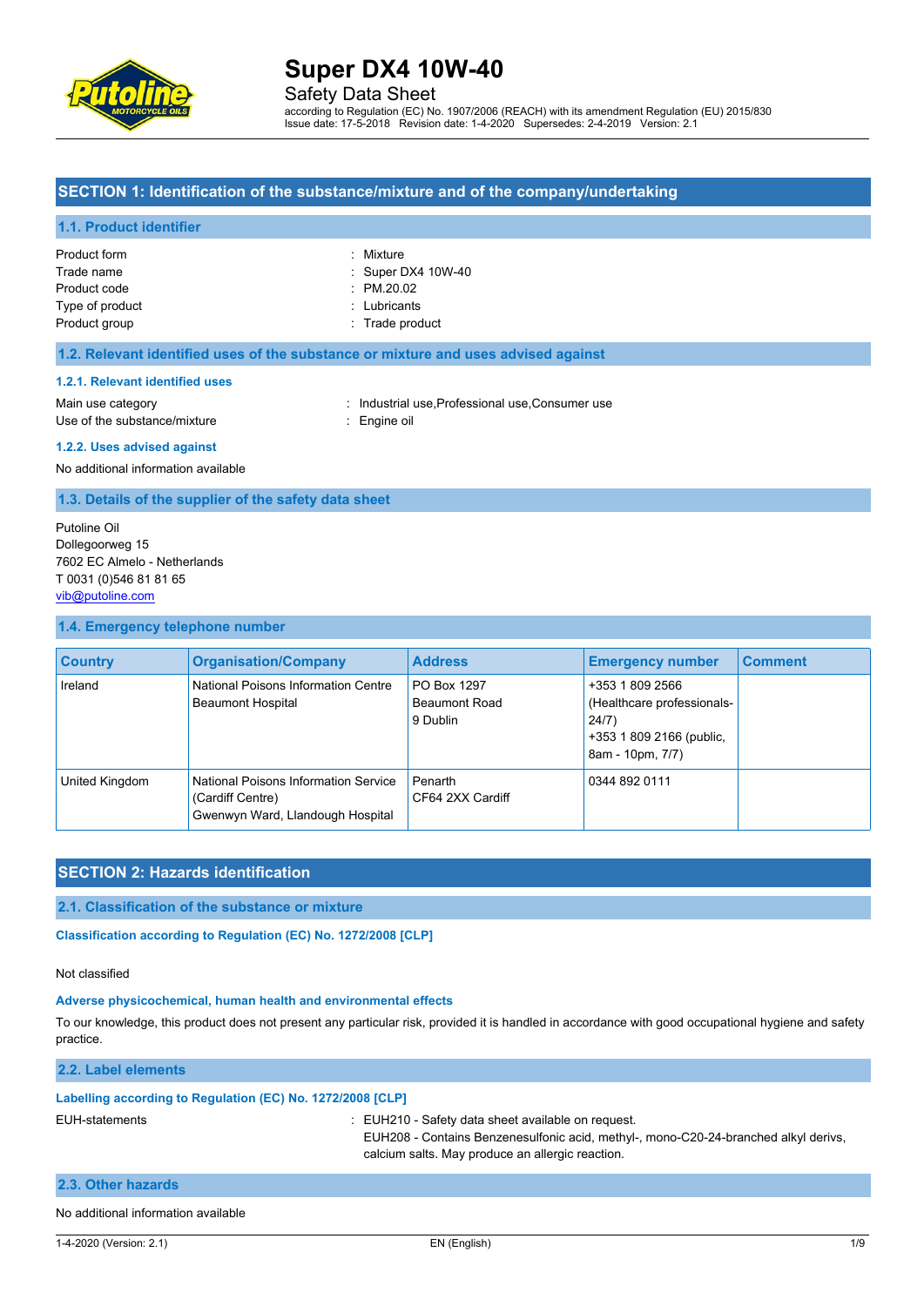# Super DX4 10W-40

Safety Data Sheet

according to Regulation (EC) No. 1907/2006 (REACH) with its amendment Regulation (EU) 2015/830
Issue date: 17-5-2018 Revision date: 1-4-2020 Supersedes: 2-4-2019 Version: 2.1

## SECTION 1: Identification of the substance/mixture and of the company/undertaking

### 1.1. Product identifier

Product form : Mixture
Trade name : Super DX4 10W-40
Product code : PM.20.02
Type of product : Lubricants
Product group : Trade product

### 1.2. Relevant identified uses of the substance or mixture and uses advised against

#### 1.2.1. Relevant identified uses

Main use category : Industrial use,Professional use,Consumer use
Use of the substance/mixture : Engine oil

#### 1.2.2. Uses advised against

No additional information available

### 1.3. Details of the supplier of the safety data sheet

Putoline Oil
Dollegoorweg 15
7602 EC Almelo - Netherlands
T 0031 (0)546 81 81 65
vib@putoline.com

### 1.4. Emergency telephone number

| Country | Organisation/Company | Address | Emergency number | Comment |
|---|---|---|---|---|
| Ireland | National Poisons Information Centre Beaumont Hospital | PO Box 1297 Beaumont Road 9 Dublin | +353 1 809 2566 (Healthcare professionals-24/7) +353 1 809 2166 (public, 8am - 10pm, 7/7) | |
| United Kingdom | National Poisons Information Service (Cardiff Centre) Gwenwyn Ward, Llandough Hospital | Penarth CF64 2XX Cardiff | 0344 892 0111 | |

## SECTION 2: Hazards identification

### 2.1. Classification of the substance or mixture

**Classification according to Regulation (EC) No. 1272/2008 [CLP]**

Not classified

**Adverse physicochemical, human health and environmental effects**

To our knowledge, this product does not present any particular risk, provided it is handled in accordance with good occupational hygiene and safety practice.

### 2.2. Label elements

**Labelling according to Regulation (EC) No. 1272/2008 [CLP]**

EUH-statements : EUH210 - Safety data sheet available on request.
EUH208 - Contains Benzenesulfonic acid, methyl-, mono-C20-24-branched alkyl derivs, calcium salts. May produce an allergic reaction.

### 2.3. Other hazards

No additional information available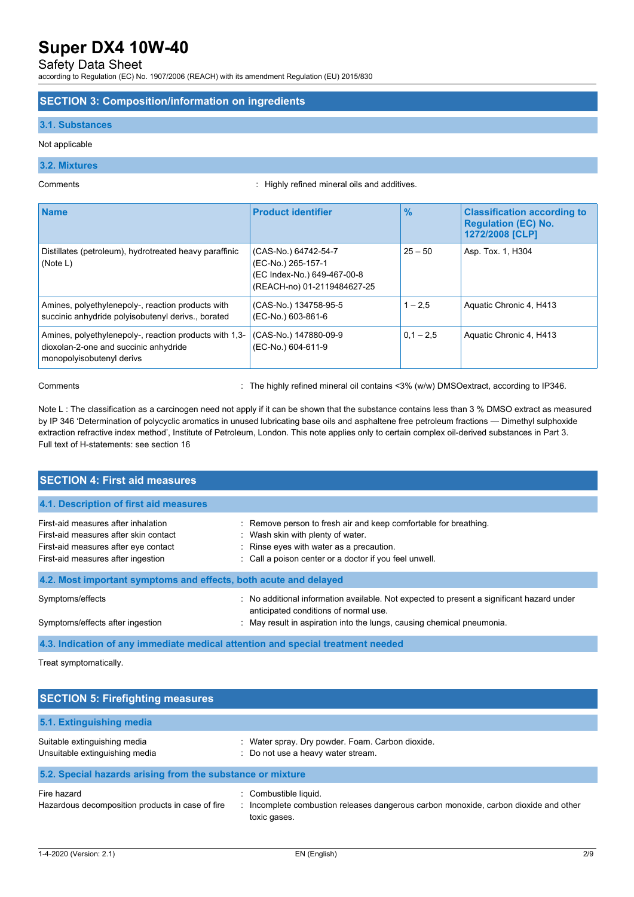## SECTION 3: Composition/information on ingredients

### 3.1. Substances

Not applicable

### 3.2. Mixtures

Comments : Highly refined mineral oils and additives.

| Name | Product identifier | % | Classification according to Regulation (EC) No. 1272/2008 [CLP] |
|---|---|---|---|
| Distillates (petroleum), hydrotreated heavy paraffinic (Note L) | (CAS-No.) 64742-54-7<br>(EC-No.) 265-157-1<br>(EC Index-No.) 649-467-00-8<br>(REACH-no) 01-2119484627-25 | 25 – 50 | Asp. Tox. 1, H304 |
| Amines, polyethylenepoly-, reaction products with succinic anhydride polyisobutenyl derivs., borated | (CAS-No.) 134758-95-5<br>(EC-No.) 603-861-6 | 1 – 2,5 | Aquatic Chronic 4, H413 |
| Amines, polyethylenepoly-, reaction products with 1,3-dioxolan-2-one and succinic anhydride monopolyisobutenyl derivs | (CAS-No.) 147880-09-9<br>(EC-No.) 604-611-9 | 0,1 – 2,5 | Aquatic Chronic 4, H413 |

Comments : The highly refined mineral oil contains <3% (w/w) DMSOextract, according to IP346.

Note L : The classification as a carcinogen need not apply if it can be shown that the substance contains less than 3 % DMSO extract as measured by IP 346 'Determination of polycyclic aromatics in unused lubricating base oils and asphaltene free petroleum fractions — Dimethyl sulphoxide extraction refractive index method', Institute of Petroleum, London. This note applies only to certain complex oil-derived substances in Part 3.
Full text of H-statements: see section 16

## SECTION 4: First aid measures

### 4.1. Description of first aid measures

First-aid measures after inhalation : Remove person to fresh air and keep comfortable for breathing.
First-aid measures after skin contact : Wash skin with plenty of water.
First-aid measures after eye contact : Rinse eyes with water as a precaution.
First-aid measures after ingestion : Call a poison center or a doctor if you feel unwell.

### 4.2. Most important symptoms and effects, both acute and delayed

Symptoms/effects : No additional information available. Not expected to present a significant hazard under anticipated conditions of normal use.
Symptoms/effects after ingestion : May result in aspiration into the lungs, causing chemical pneumonia.

### 4.3. Indication of any immediate medical attention and special treatment needed

Treat symptomatically.

## SECTION 5: Firefighting measures

### 5.1. Extinguishing media

Suitable extinguishing media : Water spray. Dry powder. Foam. Carbon dioxide.
Unsuitable extinguishing media : Do not use a heavy water stream.

### 5.2. Special hazards arising from the substance or mixture

Fire hazard : Combustible liquid.
Hazardous decomposition products in case of fire : Incomplete combustion releases dangerous carbon monoxide, carbon dioxide and other toxic gases.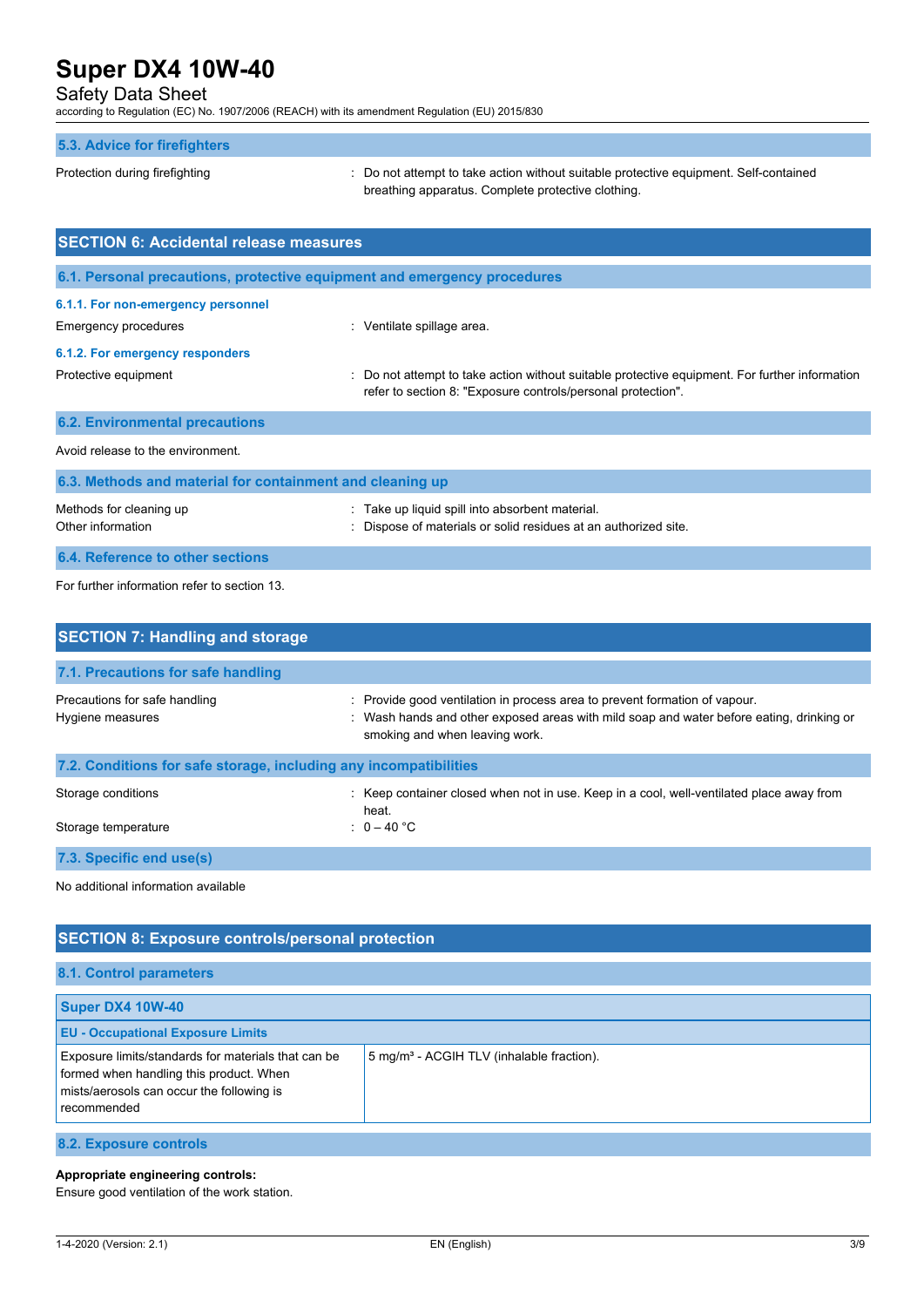### 5.3. Advice for firefighters

Protection during firefighting : Do not attempt to take action without suitable protective equipment. Self-contained breathing apparatus. Complete protective clothing.

## SECTION 6: Accidental release measures

### 6.1. Personal precautions, protective equipment and emergency procedures

#### 6.1.1. For non-emergency personnel

Emergency procedures : Ventilate spillage area.

#### 6.1.2. For emergency responders

Protective equipment : Do not attempt to take action without suitable protective equipment. For further information refer to section 8: "Exposure controls/personal protection".

### 6.2. Environmental precautions

Avoid release to the environment.

### 6.3. Methods and material for containment and cleaning up

Methods for cleaning up : Take up liquid spill into absorbent material.

Other information : Dispose of materials or solid residues at an authorized site.

### 6.4. Reference to other sections

For further information refer to section 13.

## SECTION 7: Handling and storage

### 7.1. Precautions for safe handling

Precautions for safe handling : Provide good ventilation in process area to prevent formation of vapour.

Hygiene measures : Wash hands and other exposed areas with mild soap and water before eating, drinking or smoking and when leaving work.

### 7.2. Conditions for safe storage, including any incompatibilities

Storage conditions : Keep container closed when not in use. Keep in a cool, well-ventilated place away from heat.

Storage temperature : 0 – 40 °C

### 7.3. Specific end use(s)

No additional information available

## SECTION 8: Exposure controls/personal protection

### 8.1. Control parameters

| Super DX4 10W-40 | |
|---|---|
| **EU - Occupational Exposure Limits** | |
| Exposure limits/standards for materials that can be formed when handling this product. When mists/aerosols can occur the following is recommended | 5 mg/m³ - ACGIH TLV (inhalable fraction). |

### 8.2. Exposure controls

**Appropriate engineering controls:**

Ensure good ventilation of the work station.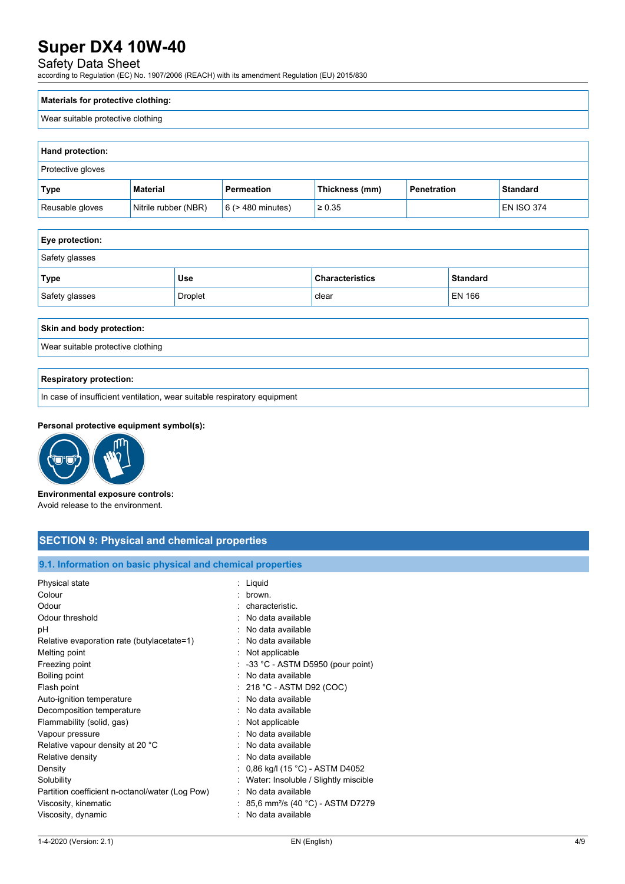| Materials for protective clothing: |
|---|
| Wear suitable protective clothing |

| Hand protection: | | | | | |
|---|---|---|---|---|---|
| Protective gloves | | | | | |
| **Type** | **Material** | **Permeation** | **Thickness (mm)** | **Penetration** | **Standard** |
| Reusable gloves | Nitrile rubber (NBR) | 6 (> 480 minutes) | ≥ 0.35 | | EN ISO 374 |

| Eye protection: | | | |
|---|---|---|---|
| Safety glasses | | | |
| **Type** | **Use** | **Characteristics** | **Standard** |
| Safety glasses | Droplet | clear | EN 166 |

| Skin and body protection: |
|---|
| Wear suitable protective clothing |

| Respiratory protection: |
|---|
| In case of insufficient ventilation, wear suitable respiratory equipment |

**Personal protective equipment symbol(s):**

**Environmental exposure controls:**
Avoid release to the environment.

## SECTION 9: Physical and chemical properties

### 9.1. Information on basic physical and chemical properties

| | |
|---|---|
| Physical state | : Liquid |
| Colour | : brown. |
| Odour | : characteristic. |
| Odour threshold | : No data available |
| pH | : No data available |
| Relative evaporation rate (butylacetate=1) | : No data available |
| Melting point | : Not applicable |
| Freezing point | : -33 °C - ASTM D5950 (pour point) |
| Boiling point | : No data available |
| Flash point | : 218 °C - ASTM D92 (COC) |
| Auto-ignition temperature | : No data available |
| Decomposition temperature | : No data available |
| Flammability (solid, gas) | : Not applicable |
| Vapour pressure | : No data available |
| Relative vapour density at 20 °C | : No data available |
| Relative density | : No data available |
| Density | : 0,86 kg/l (15 °C) - ASTM D4052 |
| Solubility | : Water: Insoluble / Slightly miscible |
| Partition coefficient n-octanol/water (Log Pow) | : No data available |
| Viscosity, kinematic | : 85,6 $mm^2/s$ (40 °C) - ASTM D7279 |
| Viscosity, dynamic | : No data available |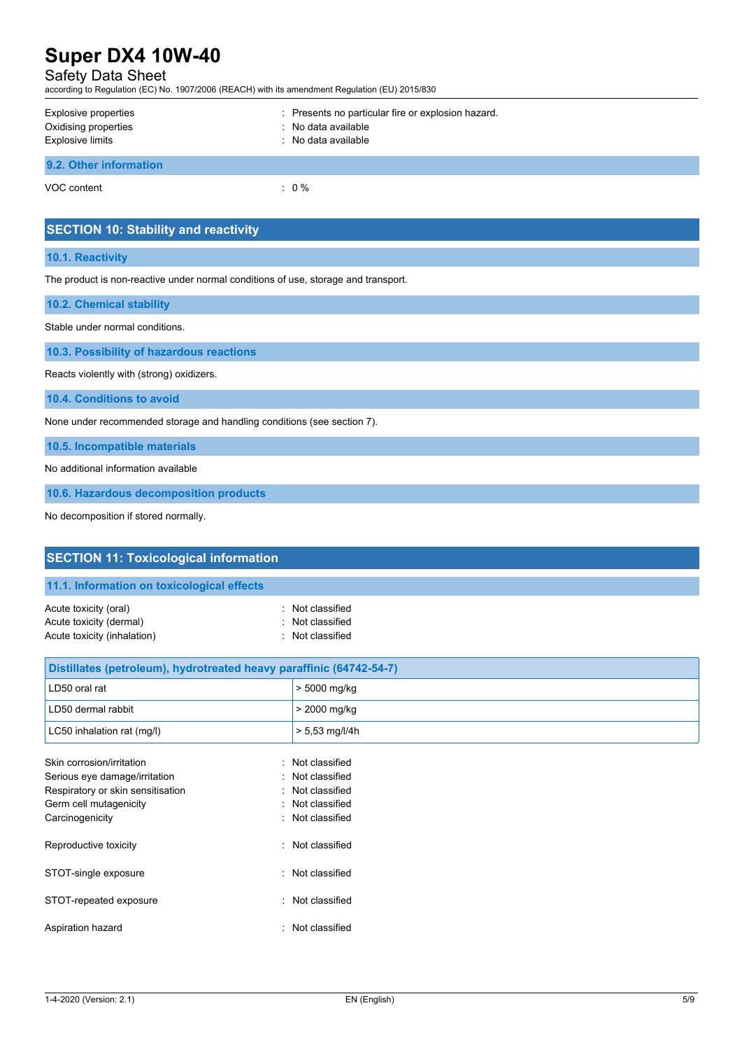Explosive properties : Presents no particular fire or explosion hazard.
Oxidising properties : No data available
Explosive limits : No data available

### 9.2. Other information

VOC content : 0 %

## SECTION 10: Stability and reactivity

### 10.1. Reactivity

The product is non-reactive under normal conditions of use, storage and transport.

### 10.2. Chemical stability

Stable under normal conditions.

### 10.3. Possibility of hazardous reactions

Reacts violently with (strong) oxidizers.

### 10.4. Conditions to avoid

None under recommended storage and handling conditions (see section 7).

### 10.5. Incompatible materials

No additional information available

### 10.6. Hazardous decomposition products

No decomposition if stored normally.

## SECTION 11: Toxicological information

### 11.1. Information on toxicological effects

Acute toxicity (oral) : Not classified
Acute toxicity (dermal) : Not classified
Acute toxicity (inhalation) : Not classified

| Distillates (petroleum), hydrotreated heavy paraffinic (64742-54-7) | |
|---|---|
| LD50 oral rat | > 5000 mg/kg |
| LD50 dermal rabbit | > 2000 mg/kg |
| LC50 inhalation rat (mg/l) | > 5,53 mg/l/4h |

Skin corrosion/irritation : Not classified
Serious eye damage/irritation : Not classified
Respiratory or skin sensitisation : Not classified
Germ cell mutagenicity : Not classified
Carcinogenicity : Not classified

Reproductive toxicity : Not classified

STOT-single exposure : Not classified

STOT-repeated exposure : Not classified

Aspiration hazard : Not classified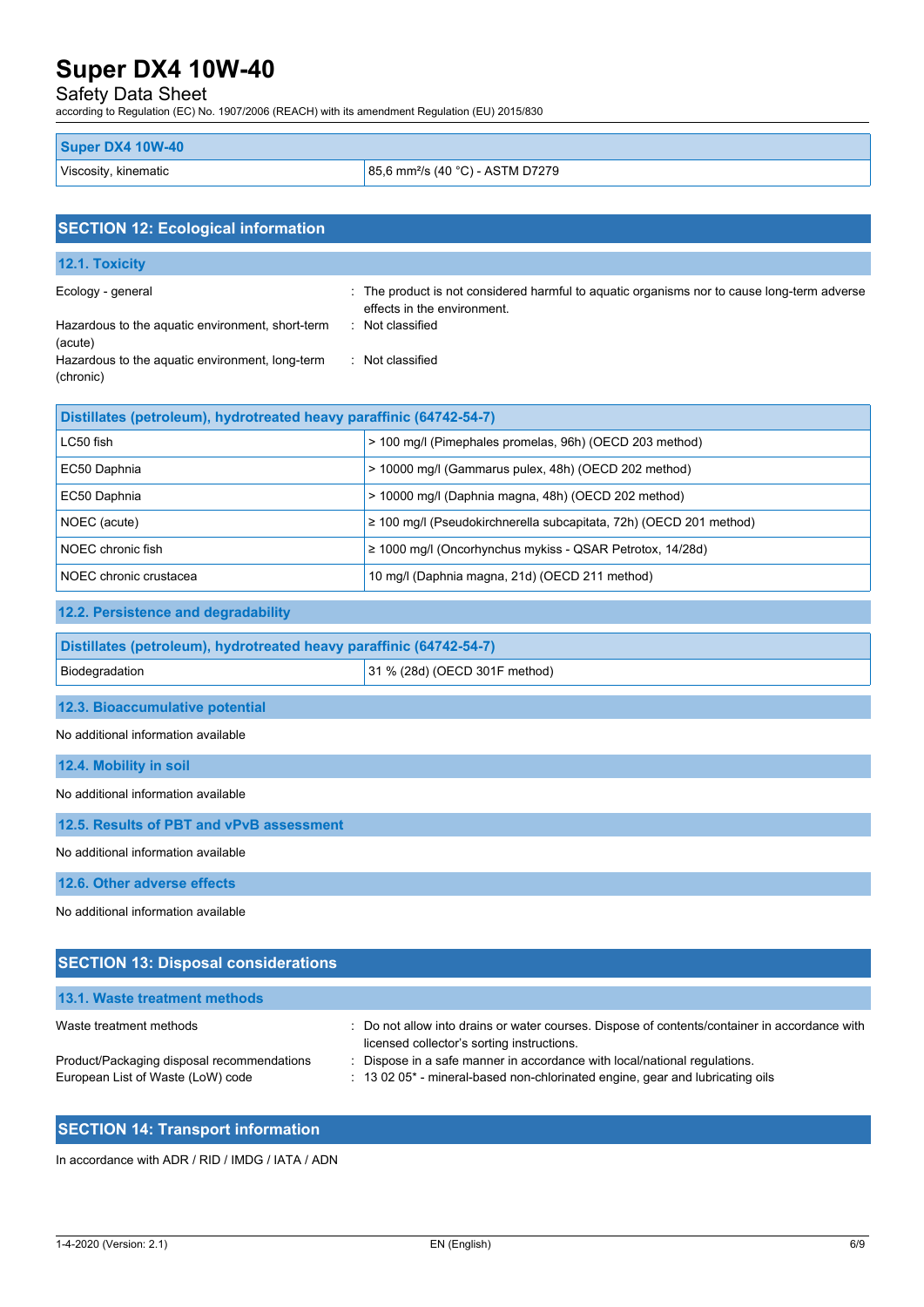| Super DX4 10W-40 | |
|---|---|
| Viscosity, kinematic | 85,6 mm²/s (40 °C) - ASTM D7279 |

## SECTION 12: Ecological information

### 12.1. Toxicity

Ecology - general : The product is not considered harmful to aquatic organisms nor to cause long-term adverse effects in the environment.

Hazardous to the aquatic environment, short-term (acute) : Not classified

Hazardous to the aquatic environment, long-term (chronic) : Not classified

| Distillates (petroleum), hydrotreated heavy paraffinic (64742-54-7) | |
|---|---|
| LC50 fish | > 100 mg/l (Pimephales promelas, 96h) (OECD 203 method) |
| EC50 Daphnia | > 10000 mg/l (Gammarus pulex, 48h) (OECD 202 method) |
| EC50 Daphnia | > 10000 mg/l (Daphnia magna, 48h) (OECD 202 method) |
| NOEC (acute) | ≥ 100 mg/l (Pseudokirchnerella subcapitata, 72h) (OECD 201 method) |
| NOEC chronic fish | ≥ 1000 mg/l (Oncorhynchus mykiss - QSAR Petrotox, 14/28d) |
| NOEC chronic crustacea | 10 mg/l (Daphnia magna, 21d) (OECD 211 method) |

### 12.2. Persistence and degradability

| Distillates (petroleum), hydrotreated heavy paraffinic (64742-54-7) | |
|---|---|
| Biodegradation | 31 % (28d) (OECD 301F method) |

### 12.3. Bioaccumulative potential

No additional information available

### 12.4. Mobility in soil

No additional information available

### 12.5. Results of PBT and vPvB assessment

No additional information available

### 12.6. Other adverse effects

No additional information available

## SECTION 13: Disposal considerations

### 13.1. Waste treatment methods

Waste treatment methods : Do not allow into drains or water courses. Dispose of contents/container in accordance with licensed collector's sorting instructions.

Product/Packaging disposal recommendations : Dispose in a safe manner in accordance with local/national regulations.

European List of Waste (LoW) code : 13 02 05* - mineral-based non-chlorinated engine, gear and lubricating oils

## SECTION 14: Transport information

In accordance with ADR / RID / IMDG / IATA / ADN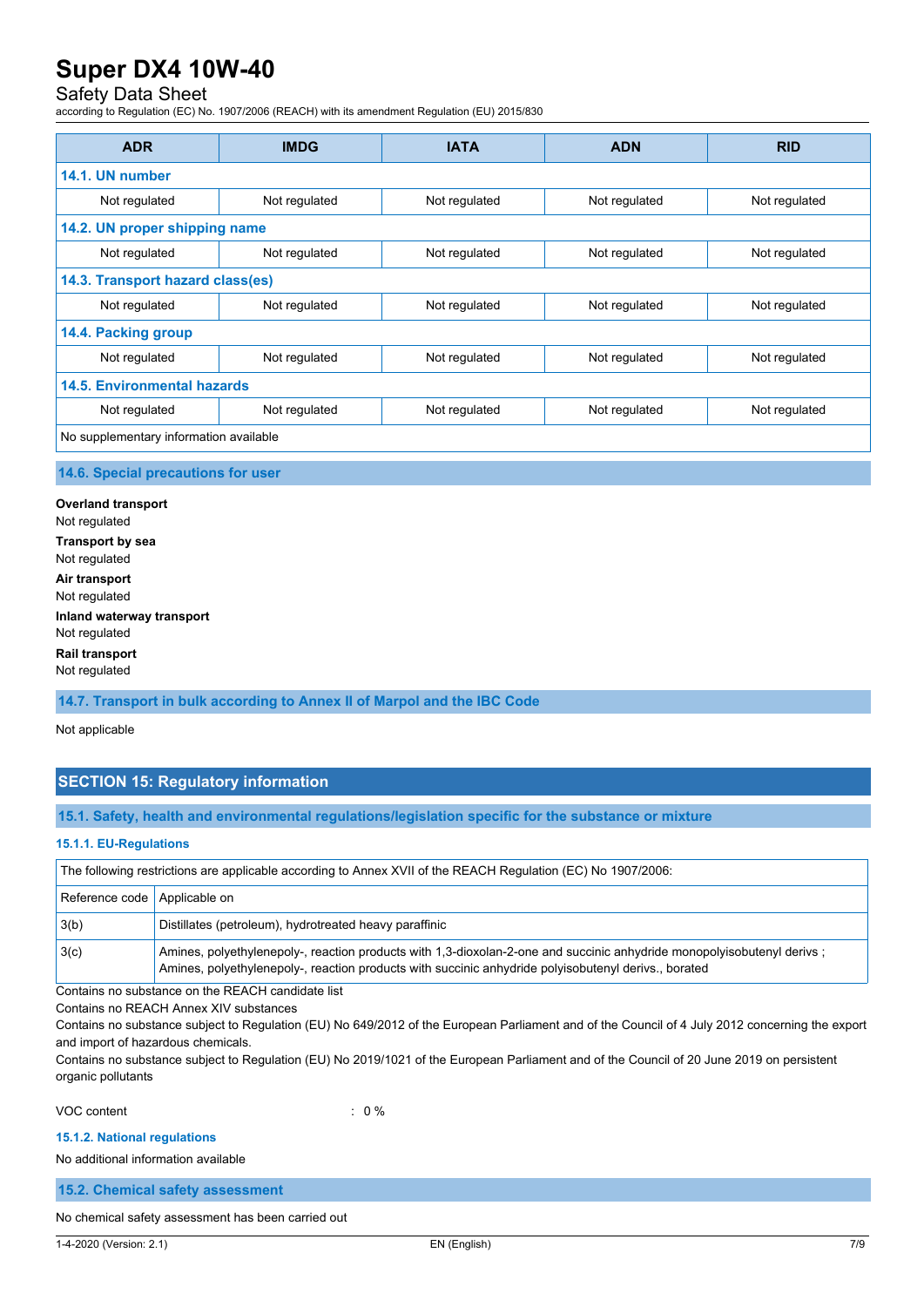| ADR | IMDG | IATA | ADN | RID |
|---|---|---|---|---|
| **14.1. UN number** | | | | |
| Not regulated | Not regulated | Not regulated | Not regulated | Not regulated |
| **14.2. UN proper shipping name** | | | | |
| Not regulated | Not regulated | Not regulated | Not regulated | Not regulated |
| **14.3. Transport hazard class(es)** | | | | |
| Not regulated | Not regulated | Not regulated | Not regulated | Not regulated |
| **14.4. Packing group** | | | | |
| Not regulated | Not regulated | Not regulated | Not regulated | Not regulated |
| **14.5. Environmental hazards** | | | | |
| Not regulated | Not regulated | Not regulated | Not regulated | Not regulated |
| No supplementary information available | | | | |

### 14.6. Special precautions for user

**Overland transport**
Not regulated

**Transport by sea**
Not regulated

**Air transport**
Not regulated

**Inland waterway transport**
Not regulated

**Rail transport**
Not regulated

### 14.7. Transport in bulk according to Annex II of Marpol and the IBC Code

Not applicable

## SECTION 15: Regulatory information

### 15.1. Safety, health and environmental regulations/legislation specific for the substance or mixture

#### 15.1.1. EU-Regulations

| The following restrictions are applicable according to Annex XVII of the REACH Regulation (EC) No 1907/2006: | |
|---|---|
| Reference code | Applicable on |
| 3(b) | Distillates (petroleum), hydrotreated heavy paraffinic |
| 3(c) | Amines, polyethylenepoly-, reaction products with 1,3-dioxolan-2-one and succinic anhydride monopolyisobutenyl derivs ; Amines, polyethylenepoly-, reaction products with succinic anhydride polyisobutenyl derivs., borated |

Contains no substance on the REACH candidate list
Contains no REACH Annex XIV substances
Contains no substance subject to Regulation (EU) No 649/2012 of the European Parliament and of the Council of 4 July 2012 concerning the export and import of hazardous chemicals.
Contains no substance subject to Regulation (EU) No 2019/1021 of the European Parliament and of the Council of 20 June 2019 on persistent organic pollutants

VOC content : 0 %

#### 15.1.2. National regulations

No additional information available

### 15.2. Chemical safety assessment

No chemical safety assessment has been carried out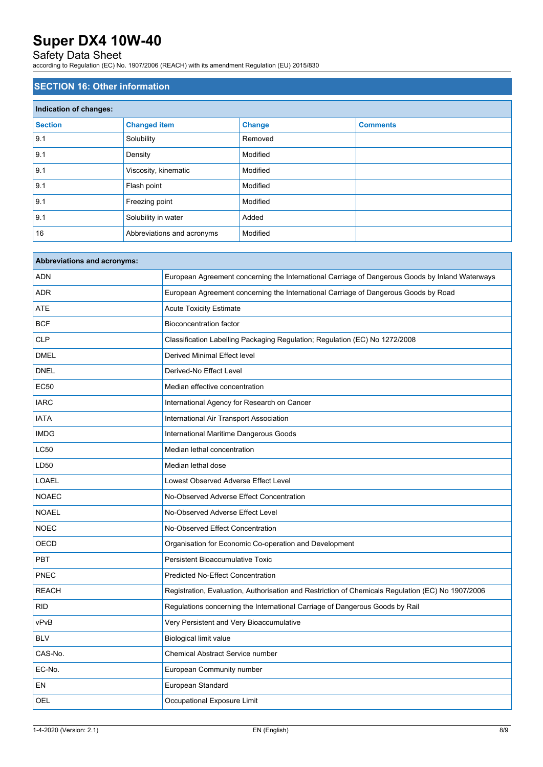## SECTION 16: Other information

| Indication of changes: | | | |
|---|---|---|---|
| **Section** | **Changed item** | **Change** | **Comments** |
| 9.1 | Solubility | Removed | |
| 9.1 | Density | Modified | |
| 9.1 | Viscosity, kinematic | Modified | |
| 9.1 | Flash point | Modified | |
| 9.1 | Freezing point | Modified | |
| 9.1 | Solubility in water | Added | |
| 16 | Abbreviations and acronyms | Modified | |

| Abbreviations and acronyms: | |
|---|---|
| ADN | European Agreement concerning the International Carriage of Dangerous Goods by Inland Waterways |
| ADR | European Agreement concerning the International Carriage of Dangerous Goods by Road |
| ATE | Acute Toxicity Estimate |
| BCF | Bioconcentration factor |
| CLP | Classification Labelling Packaging Regulation; Regulation (EC) No 1272/2008 |
| DMEL | Derived Minimal Effect level |
| DNEL | Derived-No Effect Level |
| EC50 | Median effective concentration |
| IARC | International Agency for Research on Cancer |
| IATA | International Air Transport Association |
| IMDG | International Maritime Dangerous Goods |
| LC50 | Median lethal concentration |
| LD50 | Median lethal dose |
| LOAEL | Lowest Observed Adverse Effect Level |
| NOAEC | No-Observed Adverse Effect Concentration |
| NOAEL | No-Observed Adverse Effect Level |
| NOEC | No-Observed Effect Concentration |
| OECD | Organisation for Economic Co-operation and Development |
| PBT | Persistent Bioaccumulative Toxic |
| PNEC | Predicted No-Effect Concentration |
| REACH | Registration, Evaluation, Authorisation and Restriction of Chemicals Regulation (EC) No 1907/2006 |
| RID | Regulations concerning the International Carriage of Dangerous Goods by Rail |
| vPvB | Very Persistent and Very Bioaccumulative |
| BLV | Biological limit value |
| CAS-No. | Chemical Abstract Service number |
| EC-No. | European Community number |
| EN | European Standard |
| OEL | Occupational Exposure Limit |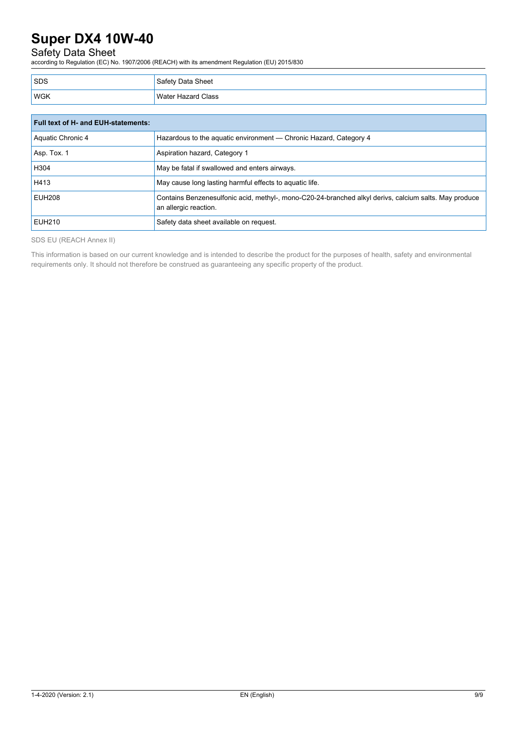| | |
|---|---|
| SDS | Safety Data Sheet |
| WGK | Water Hazard Class |

| Full text of H- and EUH-statements: | |
|---|---|
| Aquatic Chronic 4 | Hazardous to the aquatic environment — Chronic Hazard, Category 4 |
| Asp. Tox. 1 | Aspiration hazard, Category 1 |
| H304 | May be fatal if swallowed and enters airways. |
| H413 | May cause long lasting harmful effects to aquatic life. |
| EUH208 | Contains Benzenesulfonic acid, methyl-, mono-C20-24-branched alkyl derivs, calcium salts. May produce an allergic reaction. |
| EUH210 | Safety data sheet available on request. |

SDS EU (REACH Annex II)

This information is based on our current knowledge and is intended to describe the product for the purposes of health, safety and environmental requirements only. It should not therefore be construed as guaranteeing any specific property of the product.